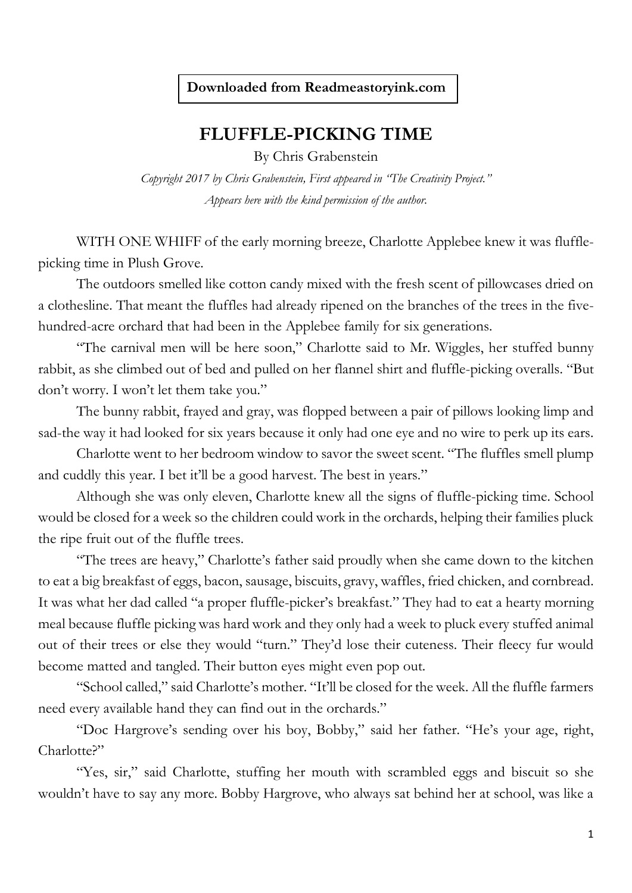**Downloaded from Readmeastoryink.com**

# FLUFFLE-PICKING TIME

By Chris Grabenstein

*Copyright 2017 by Chris Grabenstein, First appeared in "The Creativity Project." Appears here with the kind permission of the author.*

WITH ONE WHIFF of the early morning breeze, Charlotte Applebee knew it was fluffle-picking time in Plush Grove.

The outdoors smelled like cotton candy mixed with the fresh scent of pillowcases dried on a clothesline. That meant the fluffles had already ripened on the branches of the trees in the five-hundred-acre orchard that had been in the Applebee family for six generations.

"The carnival men will be here soon," Charlotte said to Mr. Wiggles, her stuffed bunny rabbit, as she climbed out of bed and pulled on her flannel shirt and fluffle-picking overalls. "But don't worry. I won't let them take you."

The bunny rabbit, frayed and gray, was flopped between a pair of pillows looking limp and sad-the way it had looked for six years because it only had one eye and no wire to perk up its ears.

Charlotte went to her bedroom window to savor the sweet scent. "The fluffles smell plump and cuddly this year. I bet it'll be a good harvest. The best in years."

Although she was only eleven, Charlotte knew all the signs of fluffle-picking time. School would be closed for a week so the children could work in the orchards, helping their families pluck the ripe fruit out of the fluffle trees.

"The trees are heavy," Charlotte's father said proudly when she came down to the kitchen to eat a big breakfast of eggs, bacon, sausage, biscuits, gravy, waffles, fried chicken, and cornbread. It was what her dad called "a proper fluffle-picker's breakfast." They had to eat a hearty morning meal because fluffle picking was hard work and they only had a week to pluck every stuffed animal out of their trees or else they would "turn." They'd lose their cuteness. Their fleecy fur would become matted and tangled. Their button eyes might even pop out.

"School called," said Charlotte's mother. "It'll be closed for the week. All the fluffle farmers need every available hand they can find out in the orchards."

"Doc Hargrove's sending over his boy, Bobby," said her father. "He's your age, right, Charlotte?"

"Yes, sir," said Charlotte, stuffing her mouth with scrambled eggs and biscuit so she wouldn't have to say any more. Bobby Hargrove, who always sat behind her at school, was like a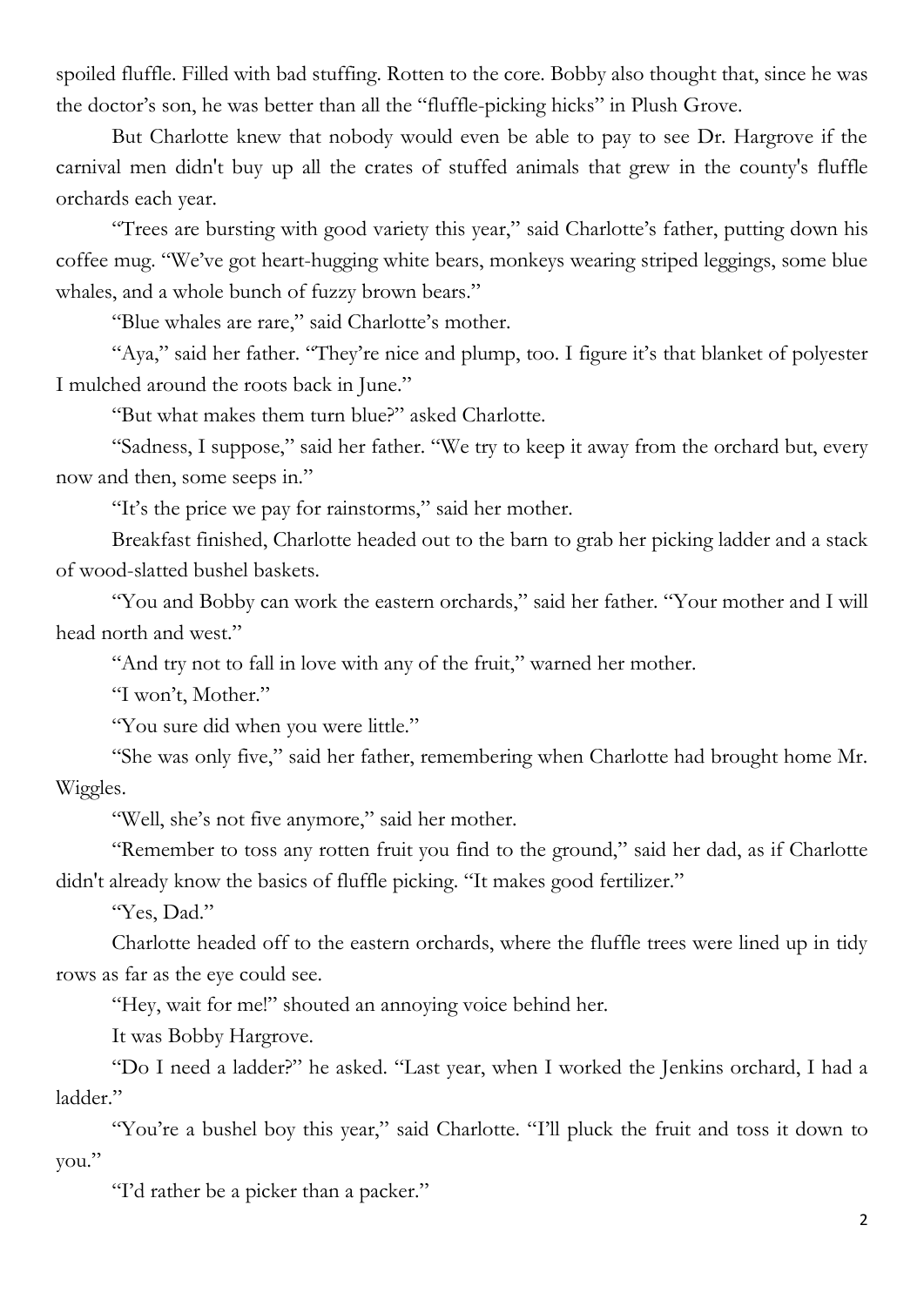spoiled fluffle. Filled with bad stuffing. Rotten to the core. Bobby also thought that, since he was the doctor's son, he was better than all the "fluffle-picking hicks" in Plush Grove.

But Charlotte knew that nobody would even be able to pay to see Dr. Hargrove if the carnival men didn't buy up all the crates of stuffed animals that grew in the county's fluffle orchards each year.

"Trees are bursting with good variety this year," said Charlotte's father, putting down his coffee mug. "We've got heart-hugging white bears, monkeys wearing striped leggings, some blue whales, and a whole bunch of fuzzy brown bears."

"Blue whales are rare," said Charlotte's mother.

"Aya," said her father. "They're nice and plump, too. I figure it's that blanket of polyester I mulched around the roots back in June."

"But what makes them turn blue?" asked Charlotte.

"Sadness, I suppose," said her father. "We try to keep it away from the orchard but, every now and then, some seeps in."

"It's the price we pay for rainstorms," said her mother.

Breakfast finished, Charlotte headed out to the barn to grab her picking ladder and a stack of wood-slatted bushel baskets.

"You and Bobby can work the eastern orchards," said her father. "Your mother and I will head north and west."

"And try not to fall in love with any of the fruit," warned her mother.

"I won't, Mother."

"You sure did when you were little."

"She was only five," said her father, remembering when Charlotte had brought home Mr. Wiggles.

"Well, she's not five anymore," said her mother.

"Remember to toss any rotten fruit you find to the ground," said her dad, as if Charlotte didn't already know the basics of fluffle picking. "It makes good fertilizer."

"Yes, Dad."

Charlotte headed off to the eastern orchards, where the fluffle trees were lined up in tidy rows as far as the eye could see.

"Hey, wait for me!" shouted an annoying voice behind her.

It was Bobby Hargrove.

"Do I need a ladder?" he asked. "Last year, when I worked the Jenkins orchard, I had a ladder."

"You're a bushel boy this year," said Charlotte. "I'll pluck the fruit and toss it down to you."

"I'd rather be a picker than a packer."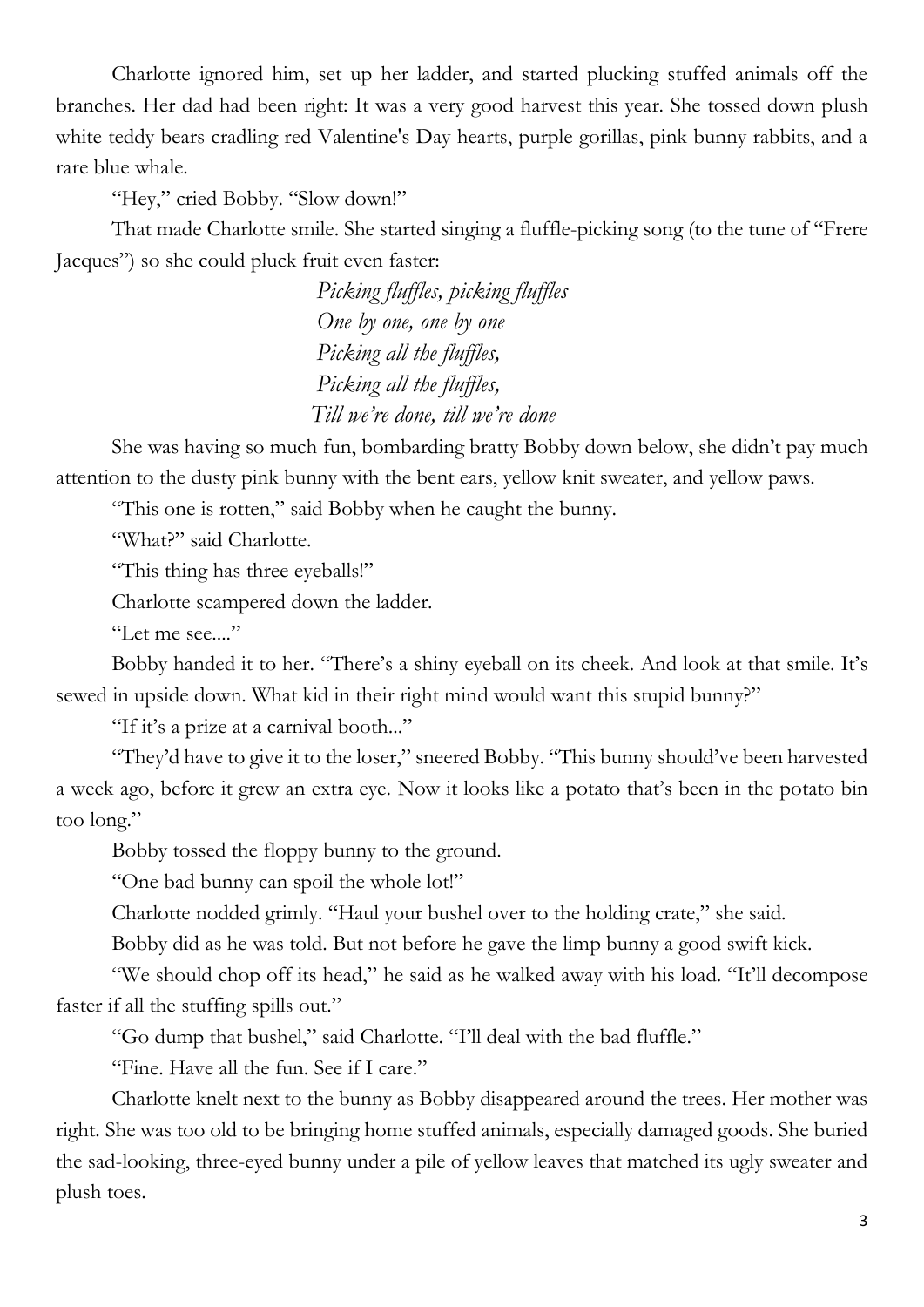Charlotte ignored him, set up her ladder, and started plucking stuffed animals off the branches. Her dad had been right: It was a very good harvest this year. She tossed down plush white teddy bears cradling red Valentine's Day hearts, purple gorillas, pink bunny rabbits, and a rare blue whale.

"Hey," cried Bobby. "Slow down!"

That made Charlotte smile. She started singing a fluffle-picking song (to the tune of "Frere Jacques") so she could pluck fruit even faster:

*Picking fluffles, picking fluffles*
*One by one, one by one*
*Picking all the fluffles,*
*Picking all the fluffles,*
*Till we're done, till we're done*

She was having so much fun, bombarding bratty Bobby down below, she didn't pay much attention to the dusty pink bunny with the bent ears, yellow knit sweater, and yellow paws.

"This one is rotten," said Bobby when he caught the bunny.

"What?" said Charlotte.

"This thing has three eyeballs!"

Charlotte scampered down the ladder.

"Let me see...."

Bobby handed it to her. "There's a shiny eyeball on its cheek. And look at that smile. It's sewed in upside down. What kid in their right mind would want this stupid bunny?"

"If it's a prize at a carnival booth..."

"They'd have to give it to the loser," sneered Bobby. "This bunny should've been harvested a week ago, before it grew an extra eye. Now it looks like a potato that's been in the potato bin too long."

Bobby tossed the floppy bunny to the ground.

"One bad bunny can spoil the whole lot!"

Charlotte nodded grimly. "Haul your bushel over to the holding crate," she said.

Bobby did as he was told. But not before he gave the limp bunny a good swift kick.

"We should chop off its head," he said as he walked away with his load. "It'll decompose faster if all the stuffing spills out."

"Go dump that bushel," said Charlotte. "I'll deal with the bad fluffle."

"Fine. Have all the fun. See if I care."

Charlotte knelt next to the bunny as Bobby disappeared around the trees. Her mother was right. She was too old to be bringing home stuffed animals, especially damaged goods. She buried the sad-looking, three-eyed bunny under a pile of yellow leaves that matched its ugly sweater and plush toes.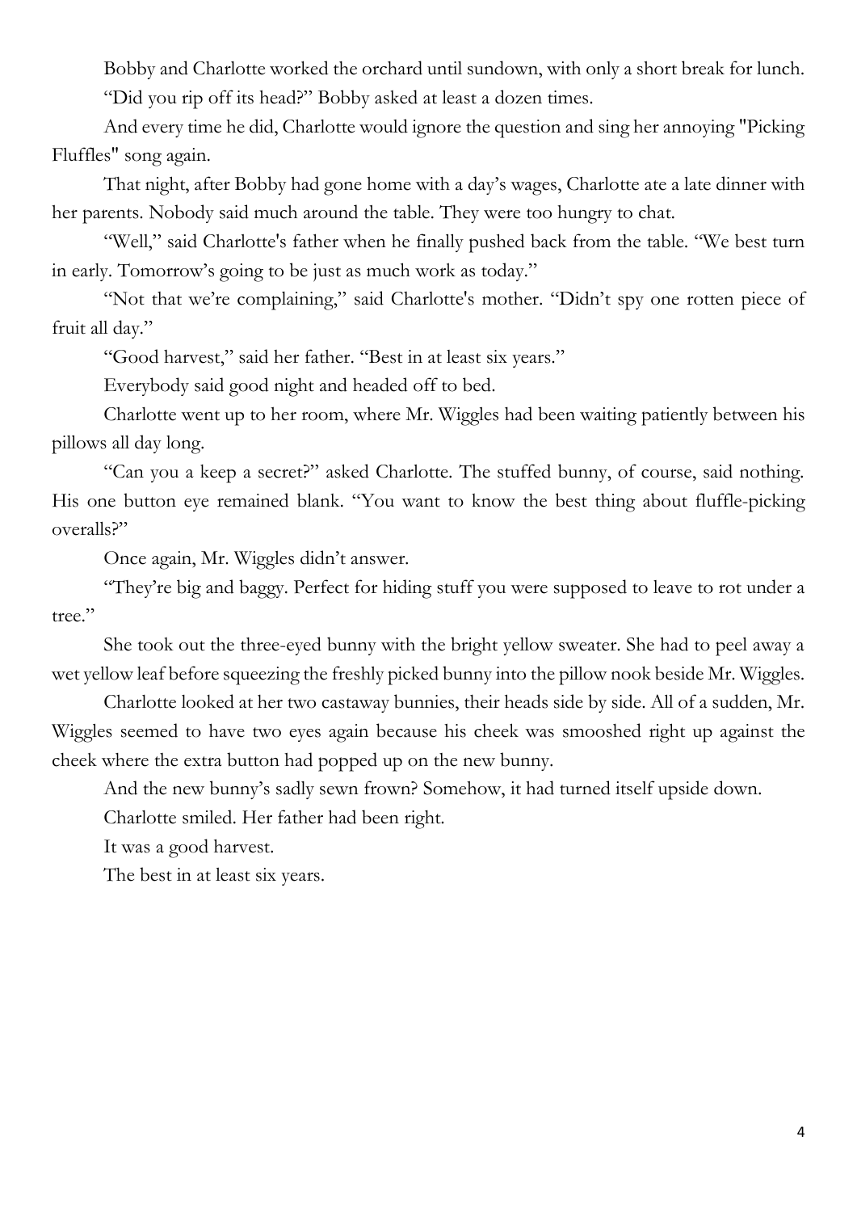Bobby and Charlotte worked the orchard until sundown, with only a short break for lunch.

"Did you rip off its head?" Bobby asked at least a dozen times.

And every time he did, Charlotte would ignore the question and sing her annoying "Picking Fluffles" song again.

That night, after Bobby had gone home with a day's wages, Charlotte ate a late dinner with her parents. Nobody said much around the table. They were too hungry to chat.

"Well," said Charlotte's father when he finally pushed back from the table. "We best turn in early. Tomorrow's going to be just as much work as today."

"Not that we're complaining," said Charlotte's mother. "Didn't spy one rotten piece of fruit all day."

"Good harvest," said her father. "Best in at least six years."

Everybody said good night and headed off to bed.

Charlotte went up to her room, where Mr. Wiggles had been waiting patiently between his pillows all day long.

"Can you a keep a secret?" asked Charlotte. The stuffed bunny, of course, said nothing. His one button eye remained blank. "You want to know the best thing about fluffle-picking overalls?"

Once again, Mr. Wiggles didn't answer.

"They're big and baggy. Perfect for hiding stuff you were supposed to leave to rot under a tree."

She took out the three-eyed bunny with the bright yellow sweater. She had to peel away a wet yellow leaf before squeezing the freshly picked bunny into the pillow nook beside Mr. Wiggles.

Charlotte looked at her two castaway bunnies, their heads side by side. All of a sudden, Mr. Wiggles seemed to have two eyes again because his cheek was smooshed right up against the cheek where the extra button had popped up on the new bunny.

And the new bunny's sadly sewn frown? Somehow, it had turned itself upside down.

Charlotte smiled. Her father had been right.

It was a good harvest.

The best in at least six years.